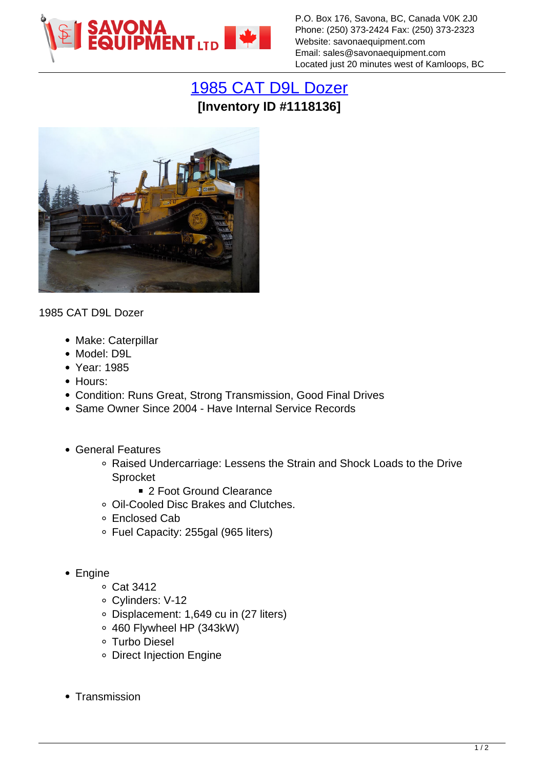P.O. Box 176, Savona, BC, Canada V0K 2J0
Phone: (250) 373-2424 Fax: (250) 373-2323
Website: savonaequipment.com
Email: sales@savonaequipment.com
Located just 20 minutes west of Kamloops, BC

# 1985 CAT D9L Dozer

**[Inventory ID #1118136]**

1985 CAT D9L Dozer

- Make: Caterpillar
- Model: D9L
- Year: 1985
- Hours:
- Condition: Runs Great, Strong Transmission, Good Final Drives
- Same Owner Since 2004 - Have Internal Service Records

- General Features
  - Raised Undercarriage: Lessens the Strain and Shock Loads to the Drive Sprocket
    - 2 Foot Ground Clearance
  - Oil-Cooled Disc Brakes and Clutches.
  - Enclosed Cab
  - Fuel Capacity: 255gal (965 liters)

- Engine
  - Cat 3412
  - Cylinders: V-12
  - Displacement: 1,649 cu in (27 liters)
  - 460 Flywheel HP (343kW)
  - Turbo Diesel
  - Direct Injection Engine

- Transmission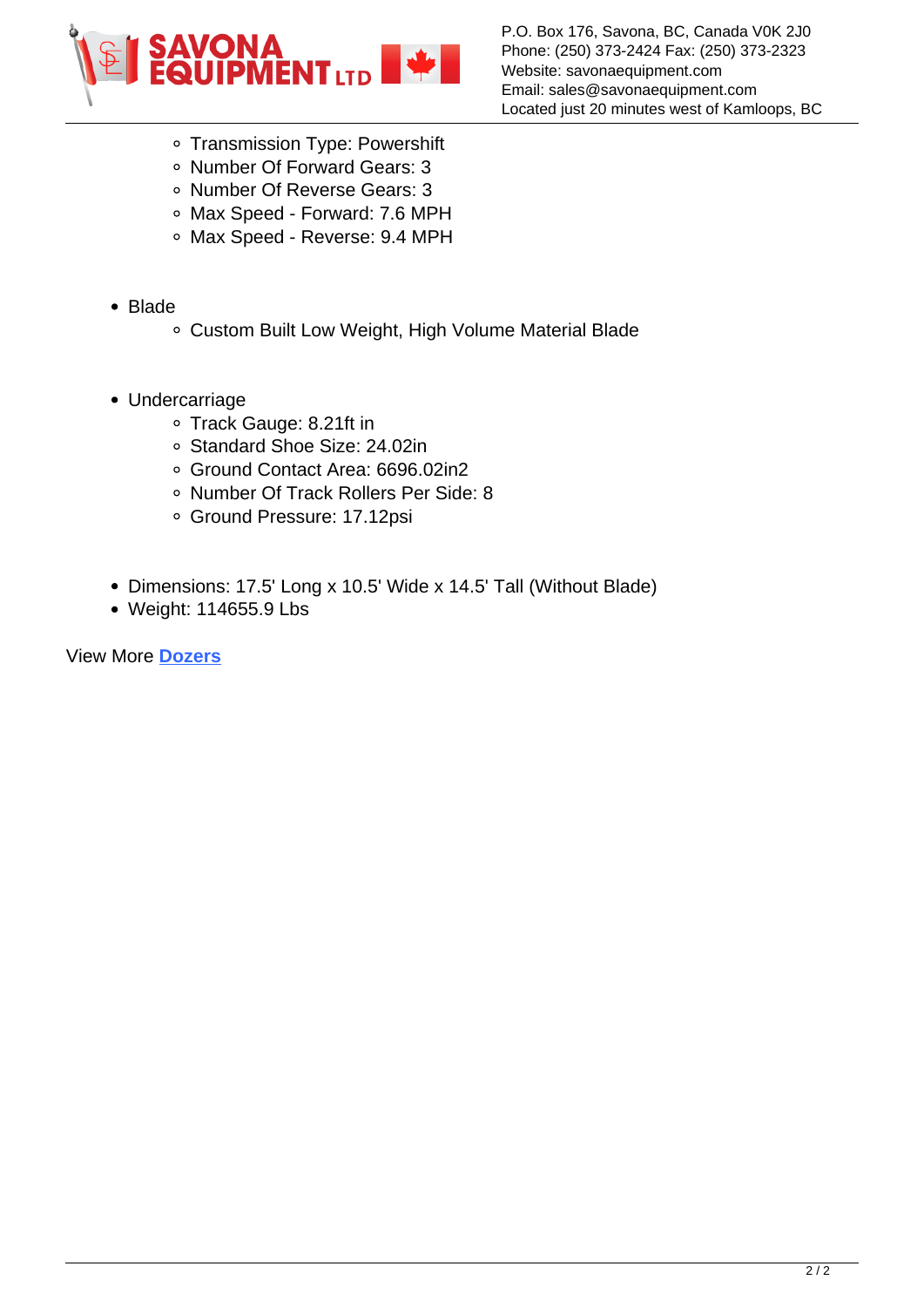- Transmission Type: Powershift
- Number Of Forward Gears: 3
- Number Of Reverse Gears: 3
- Max Speed - Forward: 7.6 MPH
- Max Speed - Reverse: 9.4 MPH

- Blade
    - Custom Built Low Weight, High Volume Material Blade

- Undercarriage
    - Track Gauge: 8.21ft in
    - Standard Shoe Size: 24.02in
    - Ground Contact Area: 6696.02in2
    - Number Of Track Rollers Per Side: 8
    - Ground Pressure: 17.12psi

- Dimensions: 17.5' Long x 10.5' Wide x 14.5' Tall (Without Blade)
- Weight: 114655.9 Lbs

View More **Dozers**